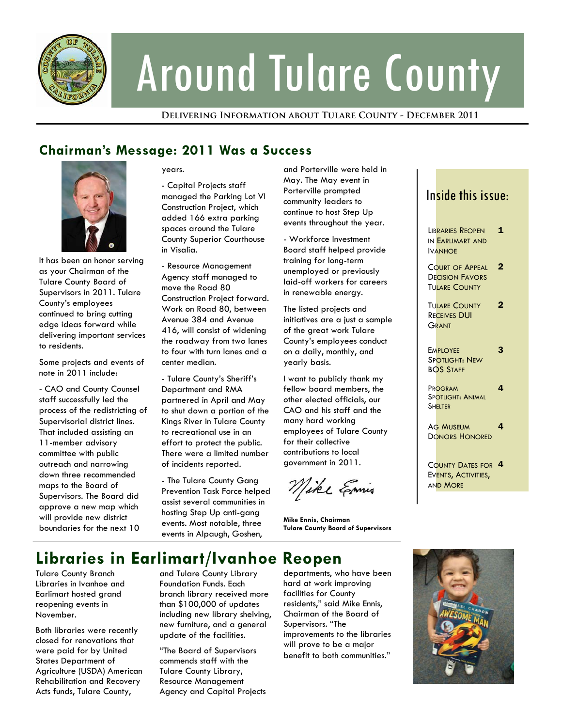# Around Tulare County

**Delivering Information about Tulare County - December 2011**

## Chairman's Message: 2011 Was a Success

It has been an honor serving as your Chairman of the Tulare County Board of Supervisors in 2011. Tulare County's employees continued to bring cutting edge ideas forward while delivering important services to residents.

Some projects and events of note in 2011 include:

- CAO and County Counsel staff successfully led the process of the redistricting of Supervisorial district lines. That included assisting an 11-member advisory committee with public outreach and narrowing down three recommended maps to the Board of Supervisors. The Board did approve a new map which will provide new district boundaries for the next 10 years.

- Capital Projects staff managed the Parking Lot VI Construction Project, which added 166 extra parking spaces around the Tulare County Superior Courthouse in Visalia.

- Resource Management Agency staff managed to move the Road 80 Construction Project forward. Work on Road 80, between Avenue 384 and Avenue 416, will consist of widening the roadway from two lanes to four with turn lanes and a center median.

- Tulare County's Sheriff's Department and RMA partnered in April and May to shut down a portion of the Kings River in Tulare County to recreational use in an effort to protect the public. There were a limited number of incidents reported.

- The Tulare County Gang Prevention Task Force helped assist several communities in hosting Step Up anti-gang events. Most notable, three events in Alpaugh, Goshen, and Porterville were held in May. The May event in Porterville prompted community leaders to continue to host Step Up events throughout the year.

- Workforce Investment Board staff helped provide training for long-term unemployed or previously laid-off workers for careers in renewable energy.

The listed projects and initiatives are a just a sample of the great work Tulare County's employees conduct on a daily, monthly, and yearly basis.

I want to publicly thank my fellow board members, the other elected officials, our CAO and his staff and the many hard working employees of Tulare County for their collective contributions to local government in 2011.

*Mike Ennis*

**Mike Ennis, Chairman**
**Tulare County Board of Supervisors**

### Inside this issue:

| | |
|---|---|
| Libraries Reopen in Earlimart and Ivanhoe | 1 |
| Court of Appeal Decision Favors Tulare County | 2 |
| Tulare County Receives DUI Grant | 2 |
| Employee Spotlight: New BOS Staff | 3 |
| Program Spotlight: Animal Shelter | 4 |
| Ag Museum Donors Honored | 4 |
| County Dates for Events, Activities, and More | 4 |

## Libraries in Earlimart/Ivanhoe Reopen

Tulare County Branch Libraries in Ivanhoe and Earlimart hosted grand reopening events in November.

Both libraries were recently closed for renovations that were paid for by United States Department of Agriculture (USDA) American Rehabilitation and Recovery Acts funds, Tulare County, and Tulare County Library Foundation Funds. Each branch library received more than $100,000 of updates including new library shelving, new furniture, and a general update of the facilities.

"The Board of Supervisors commends staff with the Tulare County Library, Resource Management Agency and Capital Projects departments, who have been hard at work improving facilities for County residents," said Mike Ennis, Chairman of the Board of Supervisors. "The improvements to the libraries will prove to be a major benefit to both communities."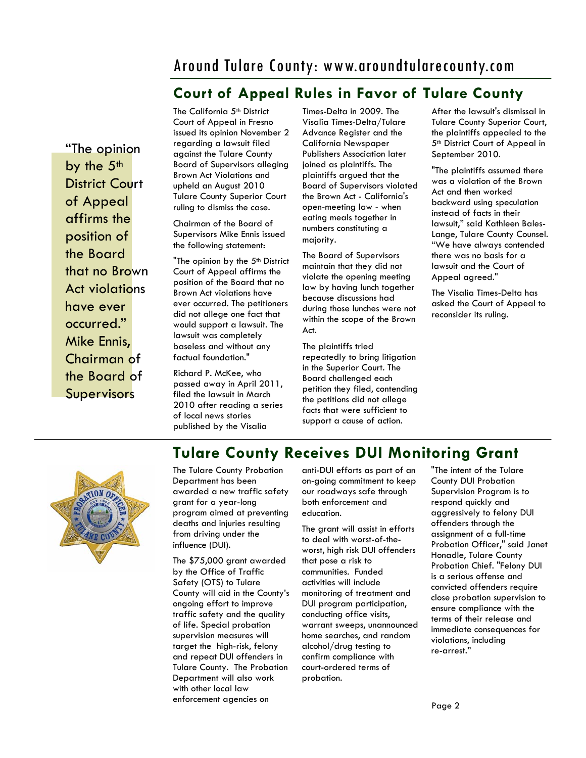## Court of Appeal Rules in Favor of Tulare County

> "The opinion by the 5th District Court of Appeal affirms the position of the Board that no Brown Act violations have ever occurred." Mike Ennis, Chairman of the Board of Supervisors

The California 5th District Court of Appeal in Fresno issued its opinion November 2 regarding a lawsuit filed against the Tulare County Board of Supervisors alleging Brown Act Violations and upheld an August 2010 Tulare County Superior Court ruling to dismiss the case.

Chairman of the Board of Supervisors Mike Ennis issued the following statement:

"The opinion by the 5th District Court of Appeal affirms the position of the Board that no Brown Act violations have ever occurred. The petitioners did not allege one fact that would support a lawsuit. The lawsuit was completely baseless and without any factual foundation."

Richard P. McKee, who passed away in April 2011, filed the lawsuit in March 2010 after reading a series of local news stories published by the Visalia Times-Delta in 2009. The Visalia Times-Delta/Tulare Advance Register and the California Newspaper Publishers Association later joined as plaintiffs. The plaintiffs argued that the Board of Supervisors violated the Brown Act - California's open-meeting law - when eating meals together in numbers constituting a majority.

The Board of Supervisors maintain that they did not violate the opening meeting law by having lunch together because discussions had during those lunches were not within the scope of the Brown Act.

The plaintiffs tried repeatedly to bring litigation in the Superior Court. The Board challenged each petition they filed, contending the petitions did not allege facts that were sufficient to support a cause of action.

After the lawsuit's dismissal in Tulare County Superior Court, the plaintiffs appealed to the 5th District Court of Appeal in September 2010.

"The plaintiffs assumed there was a violation of the Brown Act and then worked backward using speculation instead of facts in their lawsuit," said Kathleen Bales-Lange, Tulare County Counsel. "We have always contended there was no basis for a lawsuit and the Court of Appeal agreed."

The Visalia Times-Delta has asked the Court of Appeal to reconsider its ruling.

## Tulare County Receives DUI Monitoring Grant

The Tulare County Probation Department has been awarded a new traffic safety grant for a year-long program aimed at preventing deaths and injuries resulting from driving under the influence (DUI).

The $75,000 grant awarded by the Office of Traffic Safety (OTS) to Tulare County will aid in the County's ongoing effort to improve traffic safety and the quality of life. Special probation supervision measures will target the high-risk, felony and repeat DUI offenders in Tulare County. The Probation Department will also work with other local law enforcement agencies on anti-DUI efforts as part of an on-going commitment to keep our roadways safe through both enforcement and education.

The grant will assist in efforts to deal with worst-of-the-worst, high risk DUI offenders that pose a risk to communities. Funded activities will include monitoring of treatment and DUI program participation, conducting office visits, warrant sweeps, unannounced home searches, and random alcohol/drug testing to confirm compliance with court-ordered terms of probation.

"The intent of the Tulare County DUI Probation Supervision Program is to respond quickly and aggressively to felony DUI offenders through the assignment of a full-time Probation Officer," said Janet Honadle, Tulare County Probation Chief. "Felony DUI is a serious offense and convicted offenders require close probation supervision to ensure compliance with the terms of their release and immediate consequences for violations, including re-arrest."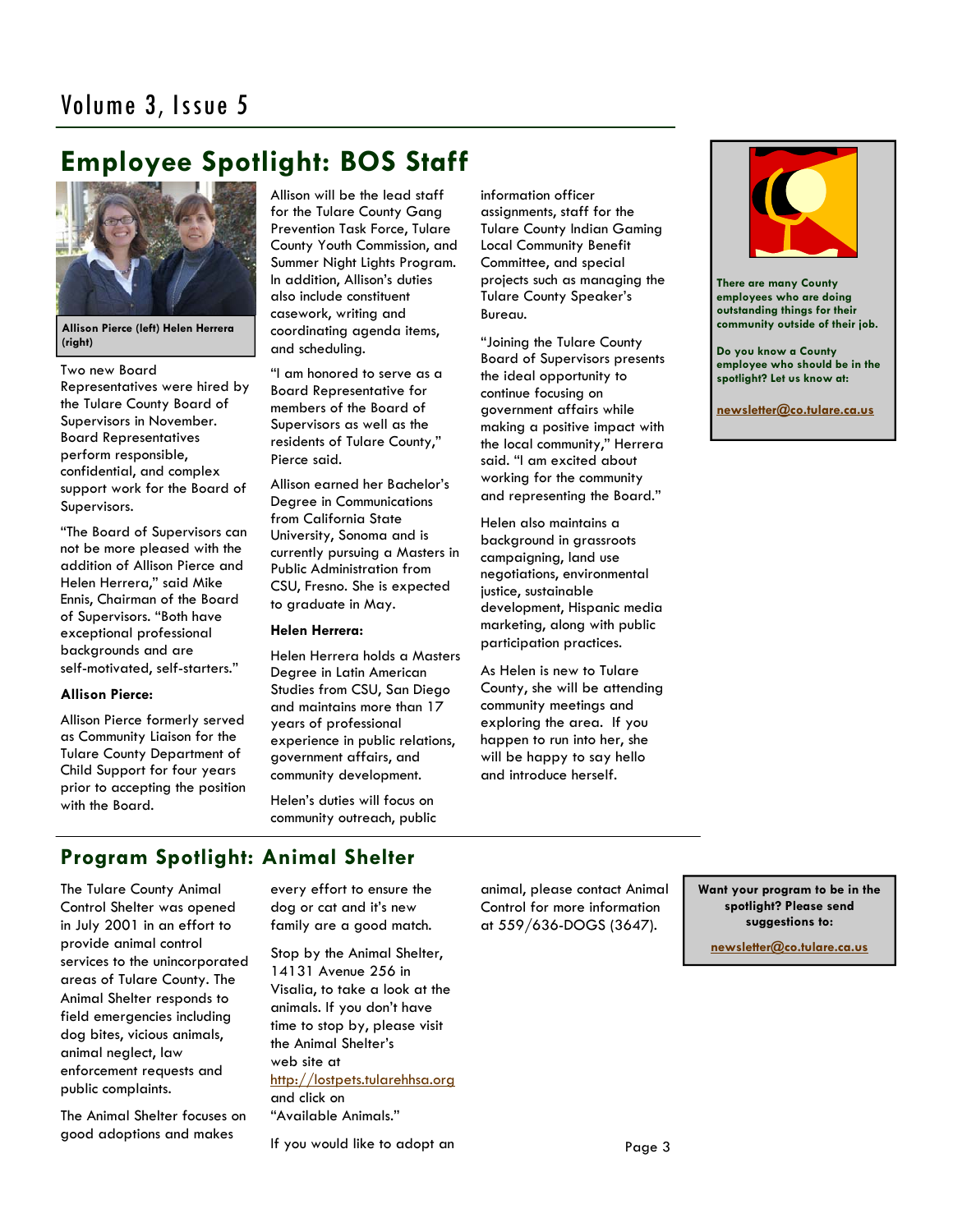# Employee Spotlight: BOS Staff

Allison Pierce (left) Helen Herrera (right)

Two new Board Representatives were hired by the Tulare County Board of Supervisors in November. Board Representatives perform responsible, confidential, and complex support work for the Board of Supervisors.

"The Board of Supervisors can not be more pleased with the addition of Allison Pierce and Helen Herrera," said Mike Ennis, Chairman of the Board of Supervisors. "Both have exceptional professional backgrounds and are self-motivated, self-starters."

**Allison Pierce:**

Allison Pierce formerly served as Community Liaison for the Tulare County Department of Child Support for four years prior to accepting the position with the Board.

Allison will be the lead staff for the Tulare County Gang Prevention Task Force, Tulare County Youth Commission, and Summer Night Lights Program. In addition, Allison's duties also include constituent casework, writing and coordinating agenda items, and scheduling.

"I am honored to serve as a Board Representative for members of the Board of Supervisors as well as the residents of Tulare County," Pierce said.

Allison earned her Bachelor's Degree in Communications from California State University, Sonoma and is currently pursuing a Masters in Public Administration from CSU, Fresno. She is expected to graduate in May.

**Helen Herrera:**

Helen Herrera holds a Masters Degree in Latin American Studies from CSU, San Diego and maintains more than 17 years of professional experience in public relations, government affairs, and community development.

Helen's duties will focus on community outreach, public information officer assignments, staff for the Tulare County Indian Gaming Local Community Benefit Committee, and special projects such as managing the Tulare County Speaker's Bureau.

"Joining the Tulare County Board of Supervisors presents the ideal opportunity to continue focusing on government affairs while making a positive impact with the local community," Herrera said. "I am excited about working for the community and representing the Board."

Helen also maintains a background in grassroots campaigning, land use negotiations, environmental justice, sustainable development, Hispanic media marketing, along with public participation practices.

As Helen is new to Tulare County, she will be attending community meetings and exploring the area. If you happen to run into her, she will be happy to say hello and introduce herself.

**There are many County employees who are doing outstanding things for their community outside of their job.**

**Do you know a County employee who should be in the spotlight? Let us know at:**

**newsletter@co.tulare.ca.us**

## Program Spotlight: Animal Shelter

The Tulare County Animal Control Shelter was opened in July 2001 in an effort to provide animal control services to the unincorporated areas of Tulare County. The Animal Shelter responds to field emergencies including dog bites, vicious animals, animal neglect, law enforcement requests and public complaints.

The Animal Shelter focuses on good adoptions and makes every effort to ensure the dog or cat and it's new family are a good match.

Stop by the Animal Shelter, 14131 Avenue 256 in Visalia, to take a look at the animals. If you don't have time to stop by, please visit the Animal Shelter's web site at http://lostpets.tularehhsa.org and click on "Available Animals."

If you would like to adopt an animal, please contact Animal Control for more information at 559/636-DOGS (3647).

**Want your program to be in the spotlight? Please send suggestions to:**

**newsletter@co.tulare.ca.us**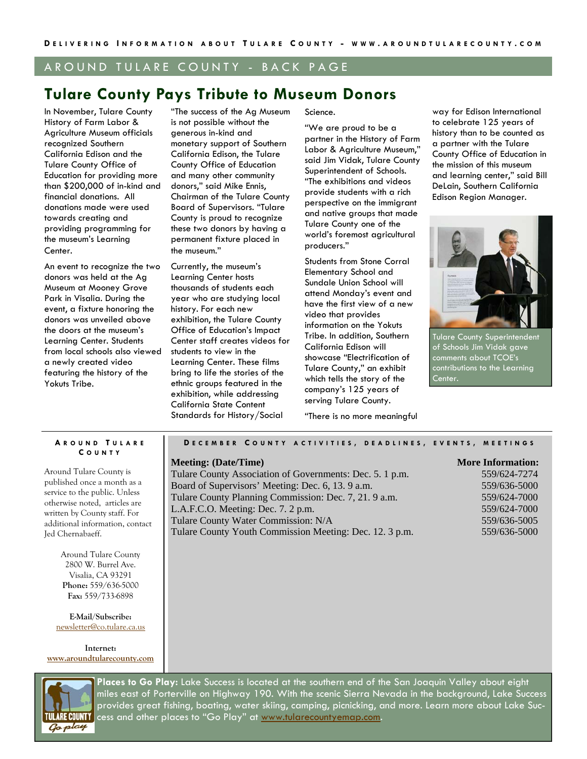## AROUND TULARE COUNTY - BACK PAGE

# Tulare County Pays Tribute to Museum Donors

In November, Tulare County History of Farm Labor & Agriculture Museum officials recognized Southern California Edison and the Tulare County Office of Education for providing more than $200,000 of in-kind and financial donations. All donations made were used towards creating and providing programming for the museum's Learning Center.

An event to recognize the two donors was held at the Ag Museum at Mooney Grove Park in Visalia. During the event, a fixture honoring the donors was unveiled above the doors at the museum's Learning Center. Students from local schools also viewed a newly created video featuring the history of the Yokuts Tribe.

"The success of the Ag Museum is not possible without the generous in-kind and monetary support of Southern California Edison, the Tulare County Office of Education and many other community donors," said Mike Ennis, Chairman of the Tulare County Board of Supervisors. "Tulare County is proud to recognize these two donors by having a permanent fixture placed in the museum."

Currently, the museum's Learning Center hosts thousands of students each year who are studying local history. For each new exhibition, the Tulare County Office of Education's Impact Center staff creates videos for students to view in the Learning Center. These films bring to life the stories of the ethnic groups featured in the exhibition, while addressing California State Content Standards for History/Social Science.

"We are proud to be a partner in the History of Farm Labor & Agriculture Museum," said Jim Vidak, Tulare County Superintendent of Schools. "The exhibitions and videos provide students with a rich perspective on the immigrant and native groups that made Tulare County one of the world's foremost agricultural producers."

Students from Stone Corral Elementary School and Sundale Union School will attend Monday's event and have the first view of a new video that provides information on the Yokuts Tribe. In addition, Southern California Edison will showcase "Electrification of Tulare County," an exhibit which tells the story of the company's 125 years of serving Tulare County.

"There is no more meaningful way for Edison International to celebrate 125 years of history than to be counted as a partner with the Tulare County Office of Education in the mission of this museum and learning center," said Bill DeLain, Southern California Edison Region Manager.

Tulare County Superintendent of Schools Jim Vidak gave comments about TCOE's contributions to the Learning Center.

### AROUND TULARE COUNTY

Around Tulare County is published once a month as a service to the public. Unless otherwise noted, articles are written by County staff. For additional information, contact Jed Chernabaeff.

Around Tulare County
2800 W. Burrel Ave.
Visalia, CA 93291
**Phone:** 559/636-5000
**Fax:** 559/733-6898

**E-Mail/Subscribe:**
newsletter@co.tulare.ca.us

**Internet:**
www.aroundtularecounty.com

### DECEMBER COUNTY ACTIVITIES, DEADLINES, EVENTS, MEETINGS

| Meeting: (Date/Time) | More Information: |
|---|---|
| Tulare County Association of Governments: Dec. 5. 1 p.m. | 559/624-7274 |
| Board of Supervisors' Meeting: Dec. 6, 13. 9 a.m. | 559/636-5000 |
| Tulare County Planning Commission: Dec. 7, 21. 9 a.m. | 559/624-7000 |
| L.A.F.C.O. Meeting: Dec. 7. 2 p.m. | 559/624-7000 |
| Tulare County Water Commission: N/A | 559/636-5005 |
| Tulare County Youth Commission Meeting: Dec. 12. 3 p.m. | 559/636-5000 |

**Places to Go Play:** Lake Success is located at the southern end of the San Joaquin Valley about eight miles east of Porterville on Highway 190. With the scenic Sierra Nevada in the background, Lake Success provides great fishing, boating, water skiing, camping, picnicking, and more. Learn more about Lake Success and other places to "Go Play" at www.tularecountyemap.com.